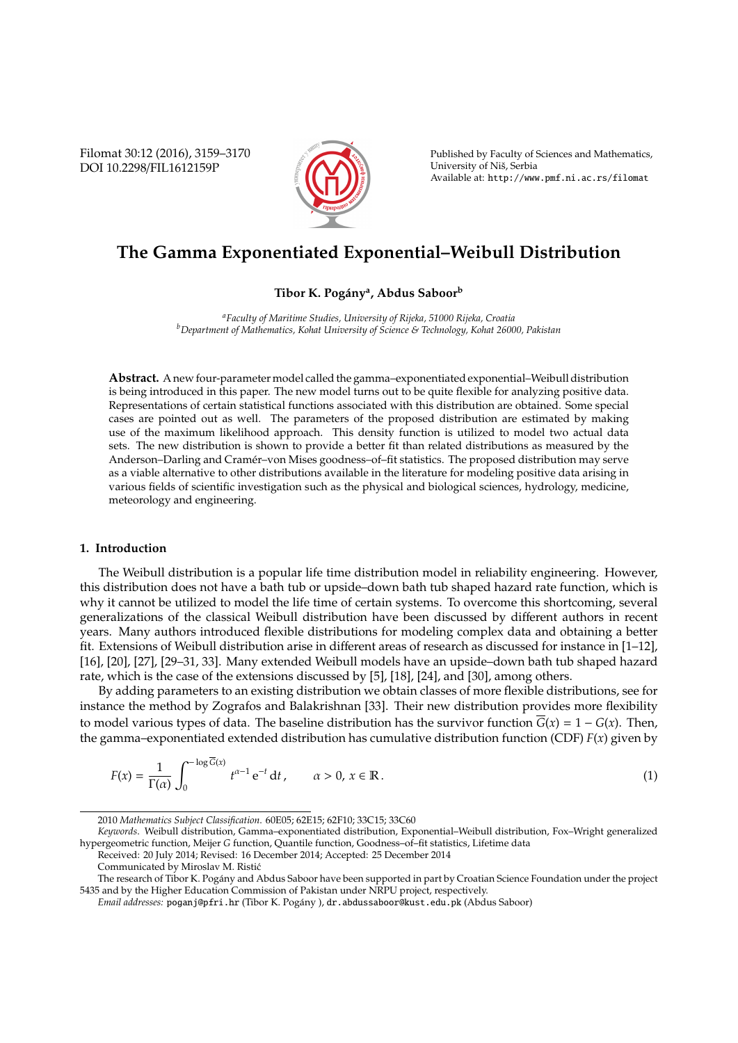# The Gamma Exponentiated Exponential–Weibull Distribution

**Tibor K. Pogány[a], Abdus Saboor[b]**

[a]*Faculty of Maritime Studies, University of Rijeka, 51000 Rijeka, Croatia*
[b]*Department of Mathematics, Kohat University of Science & Technology, Kohat 26000, Pakistan*

**Abstract.** A new four-parameter model called the gamma–exponentiated exponential–Weibull distribution is being introduced in this paper. The new model turns out to be quite flexible for analyzing positive data. Representations of certain statistical functions associated with this distribution are obtained. Some special cases are pointed out as well. The parameters of the proposed distribution are estimated by making use of the maximum likelihood approach. This density function is utilized to model two actual data sets. The new distribution is shown to provide a better fit than related distributions as measured by the Anderson–Darling and Cramér–von Mises goodness–of–fit statistics. The proposed distribution may serve as a viable alternative to other distributions available in the literature for modeling positive data arising in various fields of scientific investigation such as the physical and biological sciences, hydrology, medicine, meteorology and engineering.

## 1. Introduction

The Weibull distribution is a popular life time distribution model in reliability engineering. However, this distribution does not have a bath tub or upside–down bath tub shaped hazard rate function, which is why it cannot be utilized to model the life time of certain systems. To overcome this shortcoming, several generalizations of the classical Weibull distribution have been discussed by different authors in recent years. Many authors introduced flexible distributions for modeling complex data and obtaining a better fit. Extensions of Weibull distribution arise in different areas of research as discussed for instance in [1–12], [16], [20], [27], [29–31, 33]. Many extended Weibull models have an upside–down bath tub shaped hazard rate, which is the case of the extensions discussed by [5], [18], [24], and [30], among others.

By adding parameters to an existing distribution we obtain classes of more flexible distributions, see for instance the method by Zografos and Balakrishnan [33]. Their new distribution provides more flexibility to model various types of data. The baseline distribution has the survivor function $\overline{G}(x) = 1 - G(x)$. Then, the gamma–exponentiated extended distribution has cumulative distribution function (CDF) $F(x)$ given by

$$F(x) = \frac{1}{\Gamma(\alpha)} \int_0^{-\log \overline{G}(x)} t^{\alpha-1}\, \mathrm{e}^{-t}\, \mathrm{d}t\,, \qquad \alpha > 0,\, x \in \mathbb{R}\,. \tag{1}$$

2010 *Mathematics Subject Classification*. 60E05; 62E15; 62F10; 33C15; 33C60

*Keywords*. Weibull distribution, Gamma–exponentiated distribution, Exponential–Weibull distribution, Fox–Wright generalized hypergeometric function, Meijer *G* function, Quantile function, Goodness–of–fit statistics, Lifetime data

Received: 20 July 2014; Revised: 16 December 2014; Accepted: 25 December 2014

Communicated by Miroslav M. Ristić

The research of Tibor K. Pogány and Abdus Saboor have been supported in part by Croatian Science Foundation under the project 5435 and by the Higher Education Commission of Pakistan under NRPU project, respectively.

*Email addresses:* poganj@pfri.hr (Tibor K. Pogány ), dr.abdussaboor@kust.edu.pk (Abdus Saboor)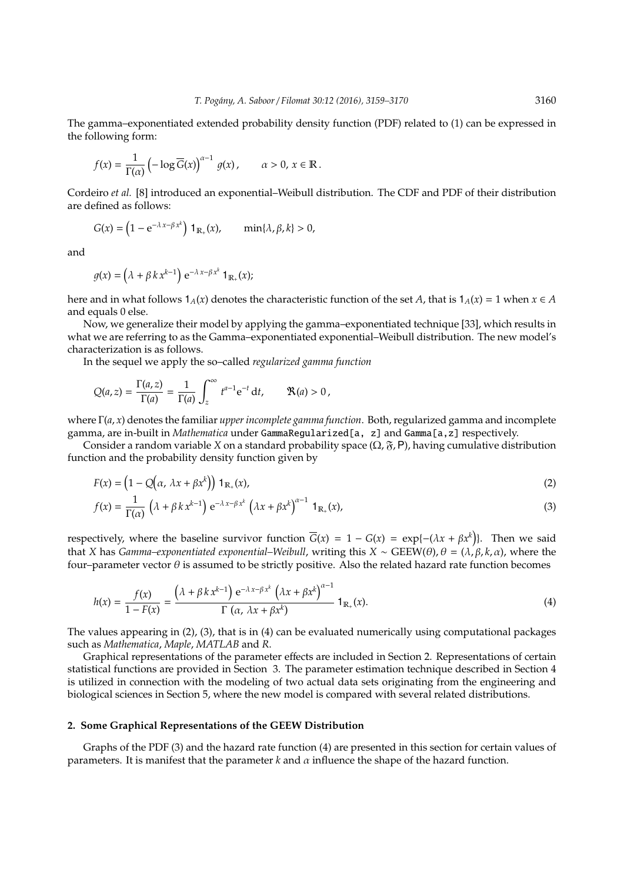The gamma–exponentiated extended probability density function (PDF) related to (1) can be expressed in the following form:

$$f(x) = \frac{1}{\Gamma(\alpha)} \left(-\log \overline{G}(x)\right)^{\alpha-1} g(x)\,, \qquad \alpha > 0,\, x \in \mathbb{R}\,.$$

Cordeiro *et al.* [8] introduced an exponential–Weibull distribution. The CDF and PDF of their distribution are defined as follows:

$$G(x) = \left(1 - \mathrm{e}^{-\lambda x - \beta x^k}\right) \mathbf{1}_{\mathbb{R}_+}(x), \qquad \min\{\lambda, \beta, k\} > 0,$$

and

$$g(x) = \left(\lambda + \beta k x^{k-1}\right) \mathrm{e}^{-\lambda x - \beta x^k} \mathbf{1}_{\mathbb{R}_+}(x);$$

here and in what follows $\mathbf{1}_A(x)$ denotes the characteristic function of the set $A$, that is $\mathbf{1}_A(x) = 1$ when $x \in A$ and equals 0 else.

Now, we generalize their model by applying the gamma–exponentiated technique [33], which results in what we are referring to as the Gamma–exponentiated exponential–Weibull distribution. The new model's characterization is as follows.

In the sequel we apply the so–called *regularized gamma function*

$$Q(a, z) = \frac{\Gamma(a, z)}{\Gamma(a)} = \frac{1}{\Gamma(a)} \int_z^\infty t^{a-1} \mathrm{e}^{-t}\, \mathrm{d}t, \qquad \Re(a) > 0\,,$$

where $\Gamma(a, x)$ denotes the familiar *upper incomplete gamma function*. Both, regularized gamma and incomplete gamma, are in-built in *Mathematica* under `GammaRegularized[a, z]` and `Gamma[a,z]` respectively.

Consider a random variable $X$ on a standard probability space $(\Omega, \mathfrak{F}, \mathsf{P})$, having cumulative distribution function and the probability density function given by

$$F(x) = \left(1 - Q\big(\alpha,\, \lambda x + \beta x^k\big)\right) \mathbf{1}_{\mathbb{R}_+}(x), \tag{2}$$

$$f(x) = \frac{1}{\Gamma(\alpha)} \left(\lambda + \beta k x^{k-1}\right) \mathrm{e}^{-\lambda x - \beta x^k} \left(\lambda x + \beta x^k\right)^{\alpha-1} \mathbf{1}_{\mathbb{R}_+}(x), \tag{3}$$

respectively, where the baseline survivor function $\overline{G}(x) = 1 - G(x) = \exp\{-(\lambda x + \beta x^k)\}$. Then we said that $X$ has *Gamma–exponentiated exponential–Weibull*, writing this $X \sim \mathrm{GEEW}(\theta)$, $\theta = (\lambda, \beta, k, \alpha)$, where the four–parameter vector $\theta$ is assumed to be strictly positive. Also the related hazard rate function becomes

$$h(x) = \frac{f(x)}{1 - F(x)} = \frac{\left(\lambda + \beta k x^{k-1}\right) \mathrm{e}^{-\lambda x - \beta x^k} \left(\lambda x + \beta x^k\right)^{\alpha-1}}{\Gamma\left(\alpha,\, \lambda x + \beta x^k\right)} \mathbf{1}_{\mathbb{R}_+}(x). \tag{4}$$

The values appearing in (2), (3), that is in (4) can be evaluated numerically using computational packages such as *Mathematica*, *Maple*, *MATLAB* and *R*.

Graphical representations of the parameter effects are included in Section 2. Representations of certain statistical functions are provided in Section 3. The parameter estimation technique described in Section 4 is utilized in connection with the modeling of two actual data sets originating from the engineering and biological sciences in Section 5, where the new model is compared with several related distributions.

## 2. Some Graphical Representations of the GEEW Distribution

Graphs of the PDF (3) and the hazard rate function (4) are presented in this section for certain values of parameters. It is manifest that the parameter $k$ and $\alpha$ influence the shape of the hazard function.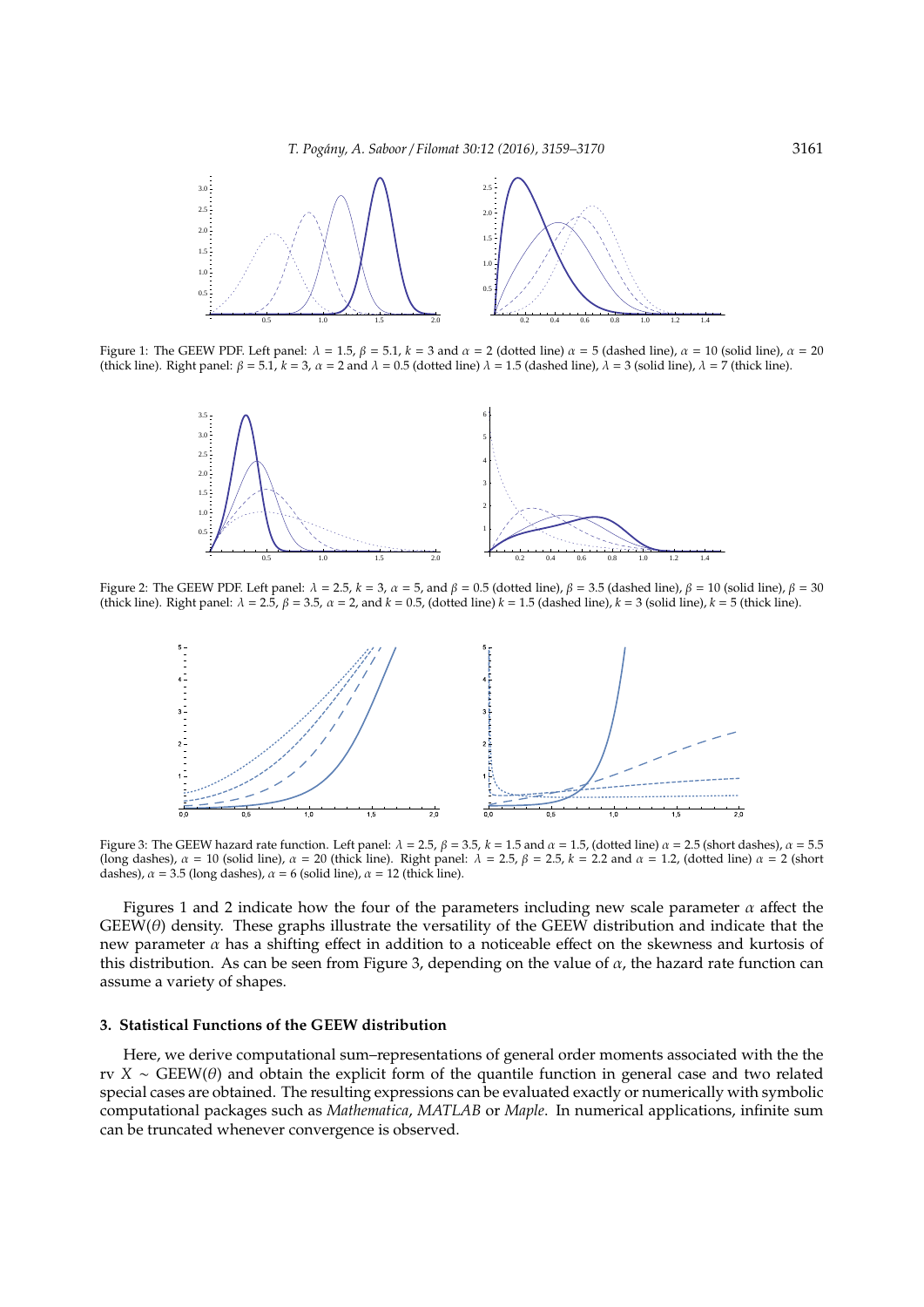Figure 1: The GEEW PDF. Left panel: $\lambda = 1.5$, $\beta = 5.1$, $k = 3$ and $\alpha = 2$ (dotted line) $\alpha = 5$ (dashed line), $\alpha = 10$ (solid line), $\alpha = 20$ (thick line). Right panel: $\beta = 5.1$, $k = 3$, $\alpha = 2$ and $\lambda = 0.5$ (dotted line) $\lambda = 1.5$ (dashed line), $\lambda = 3$ (solid line), $\lambda = 7$ (thick line).

Figure 2: The GEEW PDF. Left panel: $\lambda = 2.5$, $k = 3$, $\alpha = 5$, and $\beta = 0.5$ (dotted line), $\beta = 3.5$ (dashed line), $\beta = 10$ (solid line), $\beta = 30$ (thick line). Right panel: $\lambda = 2.5$, $\beta = 3.5$, $\alpha = 2$, and $k = 0.5$, (dotted line) $k = 1.5$ (dashed line), $k = 3$ (solid line), $k = 5$ (thick line).

Figure 3: The GEEW hazard rate function. Left panel: $\lambda = 2.5$, $\beta = 3.5$, $k = 1.5$ and $\alpha = 1.5$, (dotted line) $\alpha = 2.5$ (short dashes), $\alpha = 5.5$ (long dashes), $\alpha = 10$ (solid line), $\alpha = 20$ (thick line). Right panel: $\lambda = 2.5$, $\beta = 2.5$, $k = 2.2$ and $\alpha = 1.2$, (dotted line) $\alpha = 2$ (short dashes), $\alpha = 3.5$ (long dashes), $\alpha = 6$ (solid line), $\alpha = 12$ (thick line).

Figures 1 and 2 indicate how the four of the parameters including new scale parameter $\alpha$ affect the GEEW($\theta$) density. These graphs illustrate the versatility of the GEEW distribution and indicate that the new parameter $\alpha$ has a shifting effect in addition to a noticeable effect on the skewness and kurtosis of this distribution. As can be seen from Figure 3, depending on the value of $\alpha$, the hazard rate function can assume a variety of shapes.

## 3. Statistical Functions of the GEEW distribution

Here, we derive computational sum–representations of general order moments associated with the the rv $X \sim$ GEEW($\theta$) and obtain the explicit form of the quantile function in general case and two related special cases are obtained. The resulting expressions can be evaluated exactly or numerically with symbolic computational packages such as *Mathematica*, *MATLAB* or *Maple*. In numerical applications, infinite sum can be truncated whenever convergence is observed.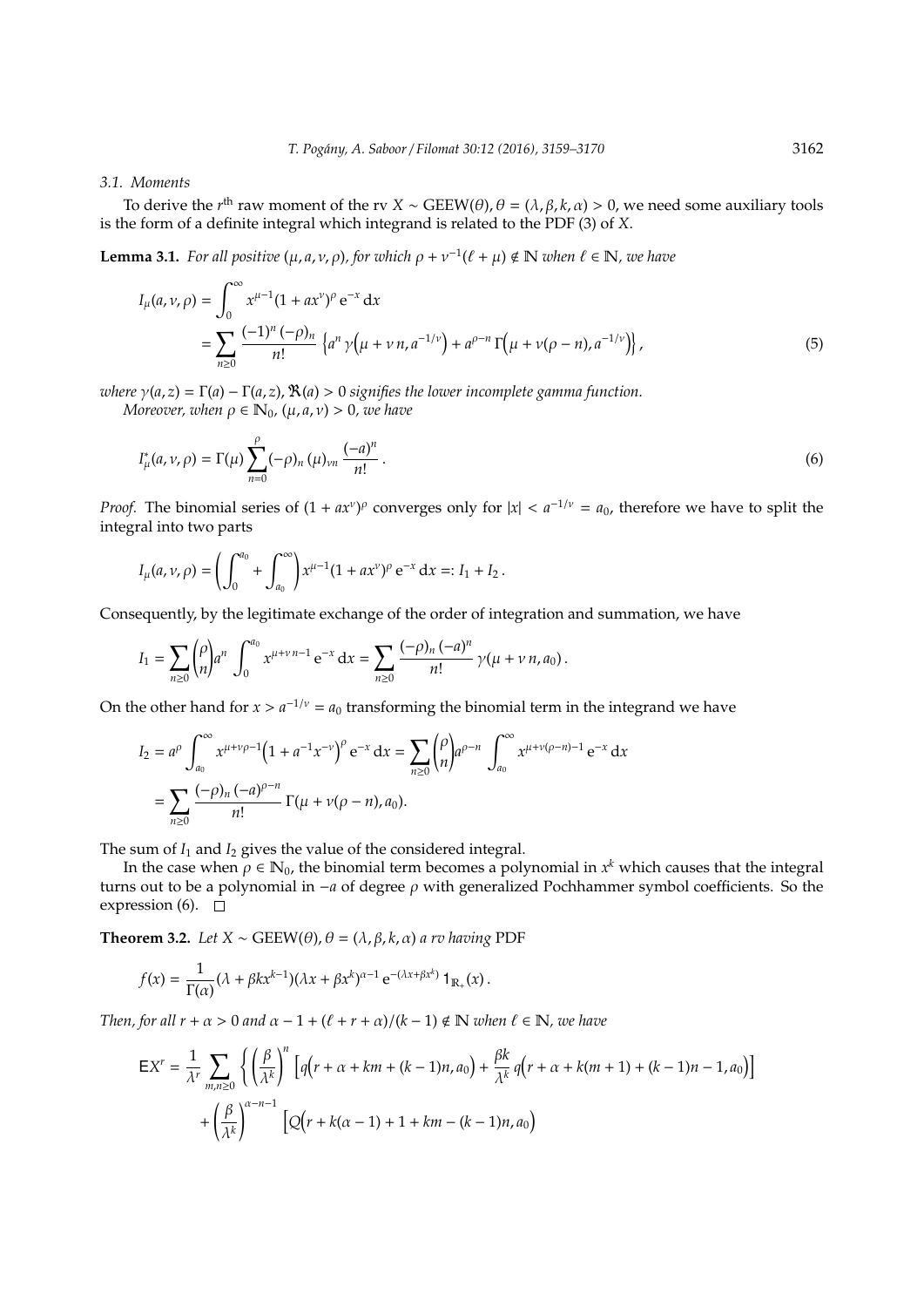### 3.1. Moments

To derive the $r^{\text{th}}$ raw moment of the rv $X \sim \text{GEEW}(\theta), \theta = (\lambda, \beta, k, \alpha) > 0$, we need some auxiliary tools is the form of a definite integral which integrand is related to the PDF (3) of $X$.

**Lemma 3.1.** *For all positive $(\mu, a, \nu, \rho)$, for which $\rho + \nu^{-1}(\ell + \mu) \notin \mathbb{N}$ when $\ell \in \mathbb{N}$, we have*

$$
\begin{aligned}
I_\mu(a, \nu, \rho) &= \int_0^\infty x^{\mu-1}(1 + ax^\nu)^\rho \, \mathrm{e}^{-x} \, \mathrm{d}x \\
&= \sum_{n \geq 0} \frac{(-1)^n \, (-\rho)_n}{n!} \left\{ a^n \, \gamma\Big(\mu + \nu \, n, a^{-1/\nu}\Big) + a^{\rho-n} \, \Gamma\Big(\mu + \nu(\rho - n), a^{-1/\nu}\Big) \right\},
\end{aligned} \tag{5}
$$

*where $\gamma(a, z) = \Gamma(a) - \Gamma(a, z)$, $\Re(a) > 0$ signifies the lower incomplete gamma function.*

*Moreover, when $\rho \in \mathbb{N}_0$, $(\mu, a, \nu) > 0$, we have*

$$
I_\mu^*(a, \nu, \rho) = \Gamma(\mu) \sum_{n=0}^{\rho} (-\rho)_n \, (\mu)_{\nu n} \, \frac{(-a)^n}{n!} \,. \tag{6}
$$

*Proof.* The binomial series of $(1 + ax^\nu)^\rho$ converges only for $|x| < a^{-1/\nu} = a_0$, therefore we have to split the integral into two parts

$$
I_\mu(a, \nu, \rho) = \left( \int_0^{a_0} + \int_{a_0}^\infty \right) x^{\mu-1}(1 + ax^\nu)^\rho \, \mathrm{e}^{-x} \, \mathrm{d}x =: I_1 + I_2 \,.
$$

Consequently, by the legitimate exchange of the order of integration and summation, we have

$$
I_1 = \sum_{n \geq 0} \binom{\rho}{n} a^n \int_0^{a_0} x^{\mu + \nu \, n - 1} \, \mathrm{e}^{-x} \, \mathrm{d}x = \sum_{n \geq 0} \frac{(-\rho)_n \, (-a)^n}{n!} \, \gamma(\mu + \nu \, n, a_0) \,.
$$

On the other hand for $x > a^{-1/\nu} = a_0$ transforming the binomial term in the integrand we have

$$
\begin{aligned}
I_2 &= a^\rho \int_{a_0}^\infty x^{\mu + \nu\rho - 1}\Big(1 + a^{-1}x^{-\nu}\Big)^\rho \, \mathrm{e}^{-x} \, \mathrm{d}x = \sum_{n \geq 0} \binom{\rho}{n} a^{\rho - n} \int_{a_0}^\infty x^{\mu + \nu(\rho - n) - 1} \, \mathrm{e}^{-x} \, \mathrm{d}x \\
&= \sum_{n \geq 0} \frac{(-\rho)_n \, (-a)^{\rho - n}}{n!} \, \Gamma(\mu + \nu(\rho - n), a_0).
\end{aligned}
$$

The sum of $I_1$ and $I_2$ gives the value of the considered integral.

In the case when $\rho \in \mathbb{N}_0$, the binomial term becomes a polynomial in $x^k$ which causes that the integral turns out to be a polynomial in $-a$ of degree $\rho$ with generalized Pochhammer symbol coefficients. So the expression (6). $\square$

**Theorem 3.2.** *Let $X \sim \text{GEEW}(\theta)$, $\theta = (\lambda, \beta, k, \alpha)$ a rv having PDF*

$$
f(x) = \frac{1}{\Gamma(\alpha)} (\lambda + \beta k x^{k-1})(\lambda x + \beta x^k)^{\alpha - 1} \, \mathrm{e}^{-(\lambda x + \beta x^k)} \, \mathbf{1}_{\mathbb{R}_+}(x) \,.
$$

*Then, for all $r + \alpha > 0$ and $\alpha - 1 + (\ell + r + \alpha)/(k - 1) \notin \mathbb{N}$ when $\ell \in \mathbb{N}$, we have*

$$
\begin{aligned}
\mathsf{E}X^r = \frac{1}{\lambda^r} \sum_{m,n \geq 0} \Bigg\{ &\left( \frac{\beta}{\lambda^k} \right)^n \Big[ q\Big(r + \alpha + km + (k-1)n, a_0\Big) + \frac{\beta k}{\lambda^k} \, q\Big(r + \alpha + k(m+1) + (k-1)n - 1, a_0\Big) \Big] \\
&+ \left( \frac{\beta}{\lambda^k} \right)^{\alpha - n - 1} \Big[ Q\Big(r + k(\alpha - 1) + 1 + km - (k-1)n, a_0\Big)
\end{aligned}
$$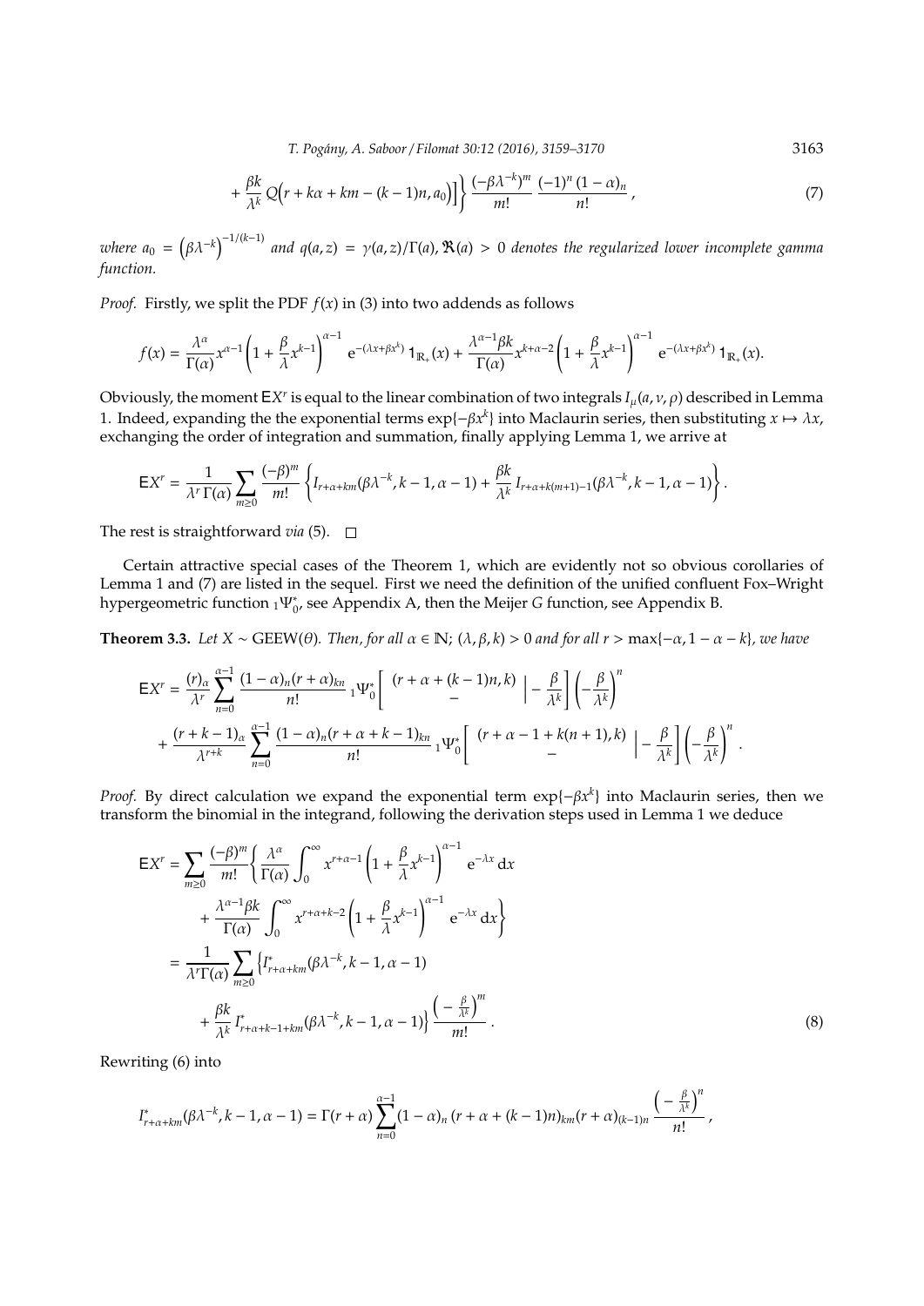$$+ \frac{\beta k}{\lambda^k} Q\Big(r + k\alpha + km - (k-1)n, a_0\Big)\Big]\Big\} \frac{(-\beta\lambda^{-k})^m}{m!} \frac{(-1)^n (1-\alpha)_n}{n!}, \tag{7}$$

*where* $a_0 = \left(\beta\lambda^{-k}\right)^{-1/(k-1)}$ *and* $q(a,z) = \gamma(a,z)/\Gamma(a), \Re(a) > 0$ *denotes the regularized lower incomplete gamma function.*

*Proof.* Firstly, we split the PDF $f(x)$ in (3) into two addends as follows

$$f(x) = \frac{\lambda^\alpha}{\Gamma(\alpha)} x^{\alpha-1} \left(1 + \frac{\beta}{\lambda} x^{k-1}\right)^{\alpha-1} \mathrm{e}^{-(\lambda x + \beta x^k)} \, \mathbf{1}_{\mathbb{R}_+}(x) + \frac{\lambda^{\alpha-1}\beta k}{\Gamma(\alpha)} x^{k+\alpha-2} \left(1 + \frac{\beta}{\lambda} x^{k-1}\right)^{\alpha-1} \mathrm{e}^{-(\lambda x + \beta x^k)} \, \mathbf{1}_{\mathbb{R}_+}(x).$$

Obviously, the moment $\mathsf{E}X^r$ is equal to the linear combination of two integrals $I_\mu(a,\nu,\rho)$ described in Lemma 1. Indeed, expanding the the exponential terms $\exp\{-\beta x^k\}$ into Maclaurin series, then substituting $x \mapsto \lambda x$, exchanging the order of integration and summation, finally applying Lemma 1, we arrive at

$$\mathsf{E}X^r = \frac{1}{\lambda^r \Gamma(\alpha)} \sum_{m\geq 0} \frac{(-\beta)^m}{m!} \left\{ I_{r+\alpha+km}(\beta\lambda^{-k}, k-1, \alpha-1) + \frac{\beta k}{\lambda^k} I_{r+\alpha+k(m+1)-1}(\beta\lambda^{-k}, k-1, \alpha-1) \right\}.$$

The rest is straightforward *via* (5). □

Certain attractive special cases of the Theorem 1, which are evidently not so obvious corollaries of Lemma 1 and (7) are listed in the sequel. First we need the definition of the unified confluent Fox–Wright hypergeometric function ${}_1\Psi_0^*$, see Appendix A, then the Meijer *G* function, see Appendix B.

**Theorem 3.3.** *Let* $X \sim \text{GEEW}(\theta)$*. Then, for all* $\alpha \in \mathbb{N}$; $(\lambda, \beta, k) > 0$ *and for all* $r > \max\{-\alpha, 1-\alpha-k\}$*, we have*

$$\begin{aligned}
\mathsf{E}X^r &= \frac{(r)_\alpha}{\lambda^r} \sum_{n=0}^{\alpha-1} \frac{(1-\alpha)_n (r+\alpha)_{kn}}{n!} \, {}_1\Psi_0^*\left[ \begin{array}{c} (r+\alpha+(k-1)n, k) \\ - \end{array} \Big| -\frac{\beta}{\lambda^k} \right] \left(-\frac{\beta}{\lambda^k}\right)^n \\
&+ \frac{(r+k-1)_\alpha}{\lambda^{r+k}} \sum_{n=0}^{\alpha-1} \frac{(1-\alpha)_n (r+\alpha+k-1)_{kn}}{n!} \, {}_1\Psi_0^*\left[ \begin{array}{c} (r+\alpha-1+k(n+1), k) \\ - \end{array} \Big| -\frac{\beta}{\lambda^k} \right] \left(-\frac{\beta}{\lambda^k}\right)^n.
\end{aligned}$$

*Proof.* By direct calculation we expand the exponential term $\exp\{-\beta x^k\}$ into Maclaurin series, then we transform the binomial in the integrand, following the derivation steps used in Lemma 1 we deduce

$$\begin{aligned}
\mathsf{E}X^r &= \sum_{m\geq 0} \frac{(-\beta)^m}{m!} \left\{ \frac{\lambda^\alpha}{\Gamma(\alpha)} \int_0^\infty x^{r+\alpha-1} \left(1 + \frac{\beta}{\lambda} x^{k-1}\right)^{\alpha-1} \mathrm{e}^{-\lambda x} \, \mathrm{d}x \right. \\
&\quad \left. + \frac{\lambda^{\alpha-1}\beta k}{\Gamma(\alpha)} \int_0^\infty x^{r+\alpha+k-2} \left(1 + \frac{\beta}{\lambda} x^{k-1}\right)^{\alpha-1} \mathrm{e}^{-\lambda x} \, \mathrm{d}x \right\} \\
&= \frac{1}{\lambda^r \Gamma(\alpha)} \sum_{m\geq 0} \Big\{ I^*_{r+\alpha+km}(\beta\lambda^{-k}, k-1, \alpha-1) \\
&\quad + \frac{\beta k}{\lambda^k} I^*_{r+\alpha+k-1+km}(\beta\lambda^{-k}, k-1, \alpha-1) \Big\} \frac{\left(-\frac{\beta}{\lambda^k}\right)^m}{m!}.
\end{aligned} \tag{8}$$

Rewriting (6) into

$$I^*_{r+\alpha+km}(\beta\lambda^{-k}, k-1, \alpha-1) = \Gamma(r+\alpha) \sum_{n=0}^{\alpha-1} (1-\alpha)_n \, (r+\alpha+(k-1)n)_{km} (r+\alpha)_{(k-1)n} \frac{\left(-\frac{\beta}{\lambda^k}\right)^n}{n!},$$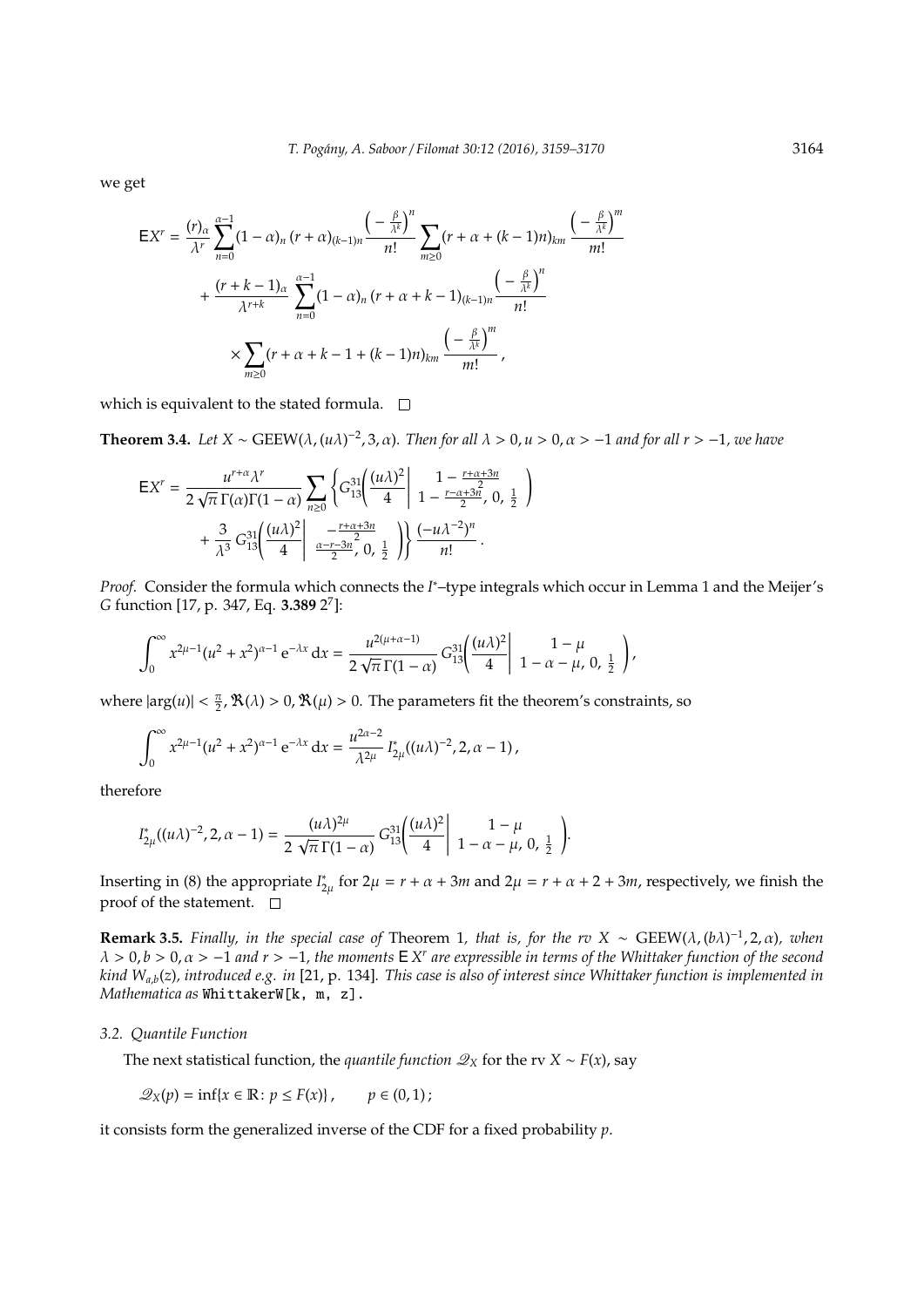we get

$$
\begin{aligned}
\mathsf{E}X^r &= \frac{(r)_\alpha}{\lambda^r} \sum_{n=0}^{\alpha-1} (1-\alpha)_n \, (r+\alpha)_{(k-1)n} \frac{\left(-\frac{\beta}{\lambda^k}\right)^n}{n!} \sum_{m\geq 0} (r+\alpha+(k-1)n)_{km} \frac{\left(-\frac{\beta}{\lambda^k}\right)^m}{m!} \\
&\quad + \frac{(r+k-1)_\alpha}{\lambda^{r+k}} \sum_{n=0}^{\alpha-1} (1-\alpha)_n \, (r+\alpha+k-1)_{(k-1)n} \frac{\left(-\frac{\beta}{\lambda^k}\right)^n}{n!} \\
&\qquad \times \sum_{m\geq 0} (r+\alpha+k-1+(k-1)n)_{km} \frac{\left(-\frac{\beta}{\lambda^k}\right)^m}{m!} ,
\end{aligned}
$$

which is equivalent to the stated formula. $\square$

**Theorem 3.4.** *Let $X \sim \mathrm{GEEW}(\lambda, (u\lambda)^{-2}, 3, \alpha)$. Then for all $\lambda > 0, u > 0, \alpha > -1$ and for all $r > -1$, we have*

$$
\begin{aligned}
\mathsf{E}X^r &= \frac{u^{r+\alpha}\lambda^r}{2\sqrt{\pi}\,\Gamma(\alpha)\Gamma(1-\alpha)} \sum_{n\geq 0} \left\{ G_{13}^{31}\!\left( \frac{(u\lambda)^2}{4} \middle| \begin{array}{c} 1-\frac{r+\alpha+3n}{2} \\ 1-\frac{r-\alpha+3n}{2},\, 0,\, \frac{1}{2} \end{array} \right) \right. \\
&\quad \left. + \frac{3}{\lambda^3}\, G_{13}^{31}\!\left( \frac{(u\lambda)^2}{4} \middle| \begin{array}{c} -\frac{r+\alpha+3n}{2} \\ \frac{\alpha-r-3n}{2},\, 0,\, \frac{1}{2} \end{array} \right) \right\} \frac{(-u\lambda^{-2})^n}{n!} .
\end{aligned}
$$

*Proof.* Consider the formula which connects the $I^*$–type integrals which occur in Lemma 1 and the Meijer's $G$ function [17, p. 347, Eq. **3.389** $2^7$]:

$$
\int_0^\infty x^{2\mu-1}(u^2+x^2)^{\alpha-1}\, \mathrm{e}^{-\lambda x}\, \mathrm{d}x = \frac{u^{2(\mu+\alpha-1)}}{2\sqrt{\pi}\,\Gamma(1-\alpha)}\, G_{13}^{31}\!\left( \frac{(u\lambda)^2}{4} \middle| \begin{array}{c} 1-\mu \\ 1-\alpha-\mu,\, 0,\, \frac{1}{2} \end{array} \right),
$$

where $|\arg(u)| < \frac{\pi}{2}, \Re(\lambda) > 0, \Re(\mu) > 0$. The parameters fit the theorem's constraints, so

$$
\int_0^\infty x^{2\mu-1}(u^2+x^2)^{\alpha-1}\, \mathrm{e}^{-\lambda x}\, \mathrm{d}x = \frac{u^{2\alpha-2}}{\lambda^{2\mu}}\, I_{2\mu}^*((u\lambda)^{-2}, 2, \alpha-1)\,,
$$

therefore

$$
I_{2\mu}^*((u\lambda)^{-2}, 2, \alpha-1) = \frac{(u\lambda)^{2\mu}}{2\sqrt{\pi}\,\Gamma(1-\alpha)}\, G_{13}^{31}\!\left( \frac{(u\lambda)^2}{4} \middle| \begin{array}{c} 1-\mu \\ 1-\alpha-\mu,\, 0,\, \frac{1}{2} \end{array} \right).
$$

Inserting in (8) the appropriate $I_{2\mu}^*$ for $2\mu = r+\alpha+3m$ and $2\mu = r+\alpha+2+3m$, respectively, we finish the proof of the statement. $\square$

**Remark 3.5.** *Finally, in the special case of* Theorem 1*, that is, for the rv $X \sim \mathrm{GEEW}(\lambda, (b\lambda)^{-1}, 2, \alpha)$, when $\lambda > 0, b > 0, \alpha > -1$ and $r > -1$, the moments $\mathsf{E}\,X^r$ are expressible in terms of the Whittaker function of the second kind $W_{a,b}(z)$, introduced e.g. in* [21, p. 134]*. This case is also of interest since Whittaker function is implemented in Mathematica as* `WhittakerW[k, m, z]`.

### 3.2. Quantile Function

The next statistical function, the *quantile function* $\mathscr{Q}_X$ for the rv $X \sim F(x)$, say

$$
\mathscr{Q}_X(p) = \inf\{x \in \mathbb{R} \colon p \leq F(x)\}\,, \qquad p \in (0,1)\,;
$$

it consists form the generalized inverse of the CDF for a fixed probability $p$.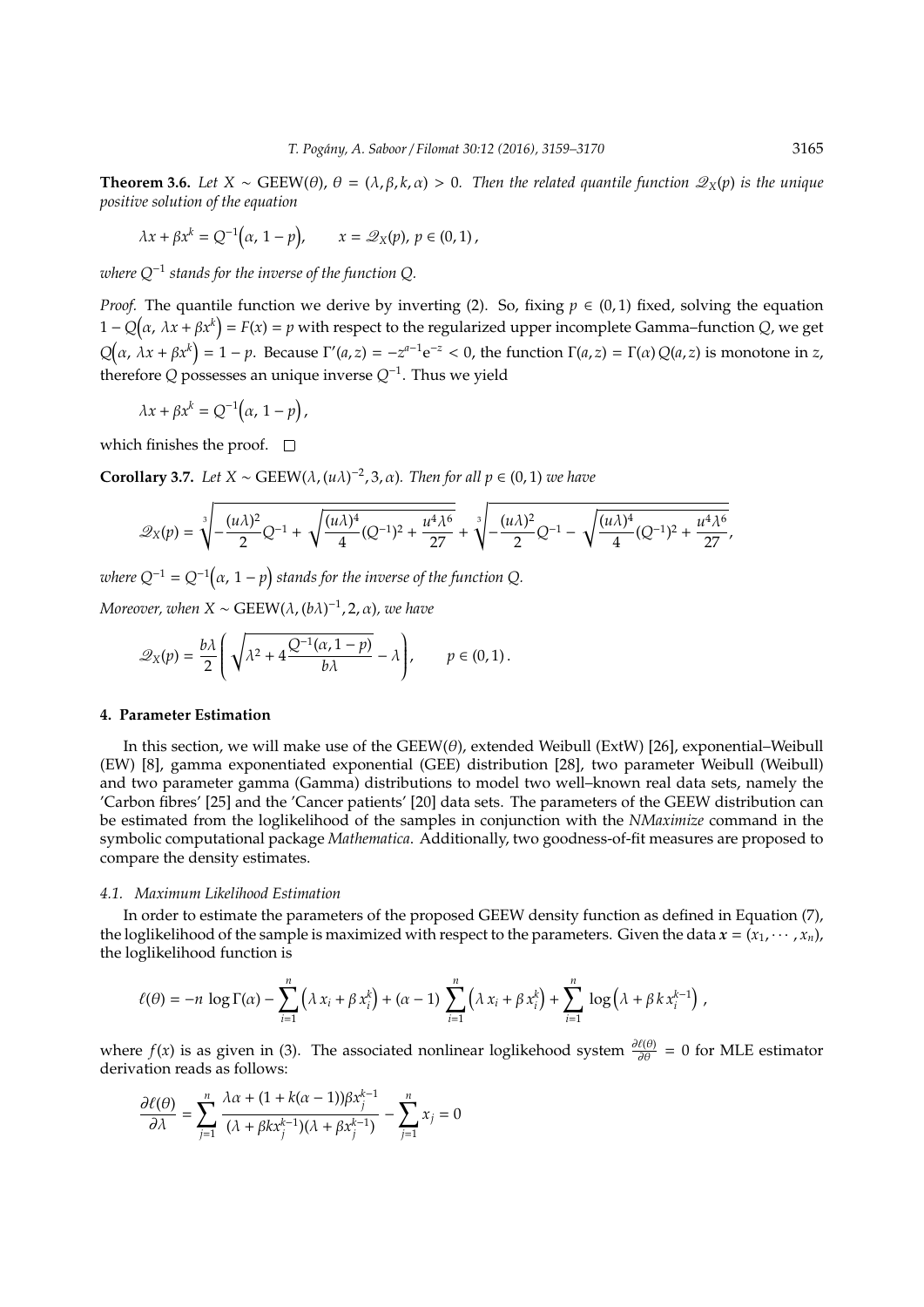**Theorem 3.6.** *Let $X \sim \text{GEEW}(\theta)$, $\theta = (\lambda, \beta, k, \alpha) > 0$. Then the related quantile function $\mathscr{Q}_X(p)$ is the unique positive solution of the equation*

$$\lambda x + \beta x^k = Q^{-1}\Big(\alpha,\, 1-p\Big), \qquad x = \mathscr{Q}_X(p),\; p \in (0,1)\,,$$

*where $Q^{-1}$ stands for the inverse of the function $Q$.*

*Proof.* The quantile function we derive by inverting (2). So, fixing $p \in (0,1)$ fixed, solving the equation $1 - Q\Big(\alpha,\, \lambda x + \beta x^k\Big) = F(x) = p$ with respect to the regularized upper incomplete Gamma–function $Q$, we get $Q\Big(\alpha,\, \lambda x + \beta x^k\Big) = 1 - p$. Because $\Gamma'(a,z) = -z^{a-1}\mathrm{e}^{-z} < 0$, the function $\Gamma(a,z) = \Gamma(\alpha)\, Q(a,z)$ is monotone in $z$, therefore $Q$ possesses an unique inverse $Q^{-1}$. Thus we yield

$$\lambda x + \beta x^k = Q^{-1}\Big(\alpha,\, 1-p\Big)\,,$$

which finishes the proof. □

**Corollary 3.7.** *Let $X \sim \text{GEEW}(\lambda, (u\lambda)^{-2}, 3, \alpha)$. Then for all $p \in (0,1)$ we have*

$$\mathscr{Q}_X(p) = \sqrt[3]{-\frac{(u\lambda)^2}{2}Q^{-1} + \sqrt{\frac{(u\lambda)^4}{4}(Q^{-1})^2 + \frac{u^4\lambda^6}{27}}} + \sqrt[3]{-\frac{(u\lambda)^2}{2}Q^{-1} - \sqrt{\frac{(u\lambda)^4}{4}(Q^{-1})^2 + \frac{u^4\lambda^6}{27}}}\,,$$

*where $Q^{-1} = Q^{-1}\Big(\alpha,\, 1-p\Big)$ stands for the inverse of the function $Q$.*

*Moreover, when $X \sim \text{GEEW}(\lambda, (b\lambda)^{-1}, 2, \alpha)$, we have*

$$\mathscr{Q}_X(p) = \frac{b\lambda}{2}\left(\sqrt{\lambda^2 + 4\frac{Q^{-1}(\alpha, 1-p)}{b\lambda}} - \lambda\right), \qquad p \in (0,1)\,.$$

## 4. Parameter Estimation

In this section, we will make use of the GEEW($\theta$), extended Weibull (ExtW) [26], exponential–Weibull (EW) [8], gamma exponentiated exponential (GEE) distribution [28], two parameter Weibull (Weibull) and two parameter gamma (Gamma) distributions to model two well–known real data sets, namely the 'Carbon fibres' [25] and the 'Cancer patients' [20] data sets. The parameters of the GEEW distribution can be estimated from the loglikelihood of the samples in conjunction with the *NMaximize* command in the symbolic computational package *Mathematica*. Additionally, two goodness-of-fit measures are proposed to compare the density estimates.

### 4.1. Maximum Likelihood Estimation

In order to estimate the parameters of the proposed GEEW density function as defined in Equation (7), the loglikelihood of the sample is maximized with respect to the parameters. Given the data $\boldsymbol{x} = (x_1, \cdots, x_n)$, the loglikelihood function is

$$\ell(\theta) = -n\,\log\Gamma(\alpha) - \sum_{i=1}^{n}\Big(\lambda\, x_i + \beta\, x_i^k\Big) + (\alpha - 1)\,\sum_{i=1}^{n}\Big(\lambda\, x_i + \beta\, x_i^k\Big) + \sum_{i=1}^{n}\,\log\Big(\lambda + \beta\, k\, x_i^{k-1}\Big)\,,$$

where $f(x)$ is as given in (3). The associated nonlinear loglikehood system $\frac{\partial \ell(\theta)}{\partial \theta} = 0$ for MLE estimator derivation reads as follows:

$$\frac{\partial \ell(\theta)}{\partial \lambda} = \sum_{j=1}^{n}\frac{\lambda\alpha + (1 + k(\alpha-1))\beta x_j^{k-1}}{(\lambda + \beta k x_j^{k-1})(\lambda + \beta x_j^{k-1})} - \sum_{j=1}^{n} x_j = 0$$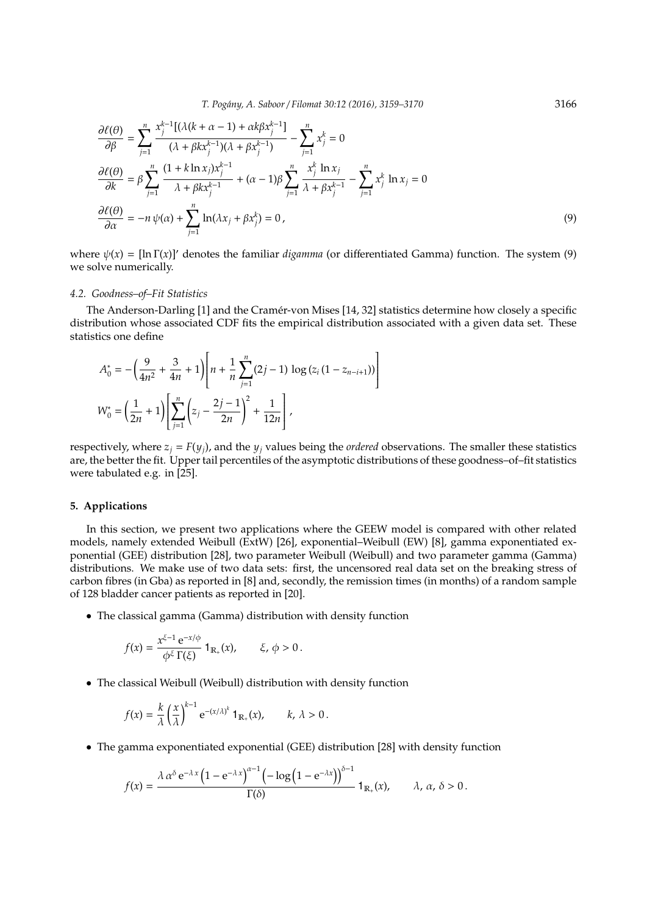$$
\begin{aligned}
\frac{\partial \ell(\theta)}{\partial \beta} &= \sum_{j=1}^{n} \frac{x_j^{k-1}[(\lambda(k+\alpha-1)+\alpha k \beta x_j^{k-1}]}{(\lambda+\beta k x_j^{k-1})(\lambda+\beta x_j^{k-1})} - \sum_{j=1}^{n} x_j^k = 0 \\
\frac{\partial \ell(\theta)}{\partial k} &= \beta \sum_{j=1}^{n} \frac{(1+k \ln x_j) x_j^{k-1}}{\lambda+\beta k x_j^{k-1}} + (\alpha-1)\beta \sum_{j=1}^{n} \frac{x_j^k \ln x_j}{\lambda+\beta x_j^{k-1}} - \sum_{j=1}^{n} x_j^k \ln x_j = 0 \\
\frac{\partial \ell(\theta)}{\partial \alpha} &= -n\, \psi(\alpha) + \sum_{j=1}^{n} \ln(\lambda x_j + \beta x_j^k) = 0\,,
\end{aligned}
\tag{9}
$$

where $\psi(x) = [\ln \Gamma(x)]'$ denotes the familiar *digamma* (or differentiated Gamma) function. The system (9) we solve numerically.

### 4.2. Goodness–of–Fit Statistics

The Anderson-Darling [1] and the Cramér-von Mises [14, 32] statistics determine how closely a specific distribution whose associated CDF fits the empirical distribution associated with a given data set. These statistics one define

$$
\begin{aligned}
A_0^* &= -\left(\frac{9}{4n^2} + \frac{3}{4n} + 1\right)\left[n + \frac{1}{n}\sum_{j=1}^{n}(2j-1)\,\log\left(z_i\,(1-z_{n-i+1})\right)\right] \\
W_0^* &= \left(\frac{1}{2n} + 1\right)\left[\sum_{j=1}^{n}\left(z_j - \frac{2j-1}{2n}\right)^2 + \frac{1}{12n}\right],
\end{aligned}
$$

respectively, where $z_j = F(y_j)$, and the $y_j$ values being the *ordered* observations. The smaller these statistics are, the better the fit. Upper tail percentiles of the asymptotic distributions of these goodness–of–fit statistics were tabulated e.g. in [25].

## 5. Applications

In this section, we present two applications where the GEEW model is compared with other related models, namely extended Weibull (ExtW) [26], exponential–Weibull (EW) [8], gamma exponentiated exponential (GEE) distribution [28], two parameter Weibull (Weibull) and two parameter gamma (Gamma) distributions. We make use of two data sets: first, the uncensored real data set on the breaking stress of carbon fibres (in Gba) as reported in [8] and, secondly, the remission times (in months) of a random sample of 128 bladder cancer patients as reported in [20].

- The classical gamma (Gamma) distribution with density function

$$
f(x) = \frac{x^{\xi-1}\,\mathrm{e}^{-x/\phi}}{\phi^{\xi}\,\Gamma(\xi)}\,\mathbf{1}_{\mathbb{R}_+}(x), \qquad \xi,\, \phi > 0\,.
$$

- The classical Weibull (Weibull) distribution with density function

$$
f(x) = \frac{k}{\lambda}\left(\frac{x}{\lambda}\right)^{k-1}\mathrm{e}^{-(x/\lambda)^k}\,\mathbf{1}_{\mathbb{R}_+}(x), \qquad k,\, \lambda > 0\,.
$$

- The gamma exponentiated exponential (GEE) distribution [28] with density function

$$
f(x) = \frac{\lambda\,\alpha^{\delta}\,\mathrm{e}^{-\lambda x}\left(1-\mathrm{e}^{-\lambda x}\right)^{\alpha-1}\left(-\log\left(1-\mathrm{e}^{-\lambda x}\right)\right)^{\delta-1}}{\Gamma(\delta)}\,\mathbf{1}_{\mathbb{R}_+}(x), \qquad \lambda,\, \alpha,\, \delta > 0\,.
$$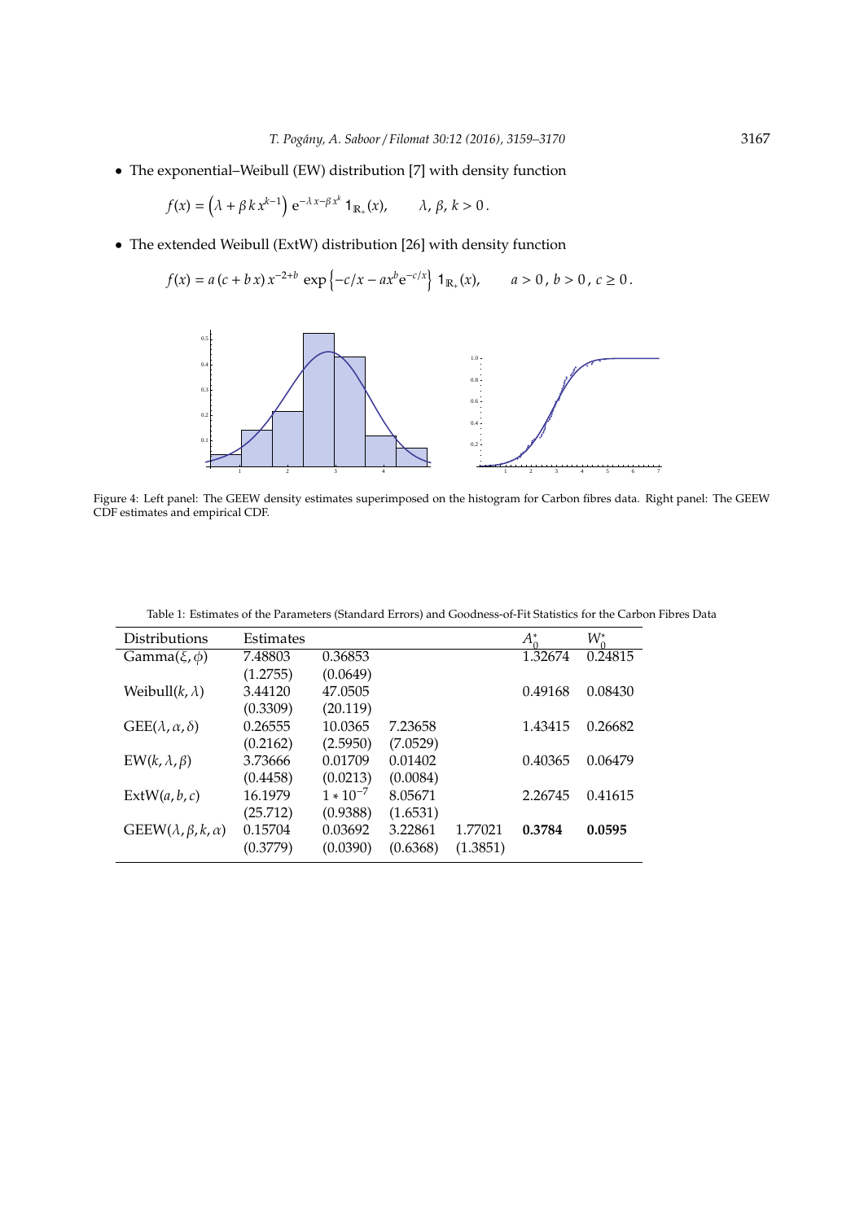- The exponential–Weibull (EW) distribution [7] with density function

$$f(x) = \left(\lambda + \beta\, k\, x^{k-1}\right)\, \mathrm{e}^{-\lambda\, x - \beta\, x^k}\, \mathbf{1}_{\mathbb{R}_+}(x), \qquad \lambda,\, \beta,\, k > 0\,.$$

- The extended Weibull (ExtW) distribution [26] with density function

$$f(x) = a\,(c + b\, x)\, x^{-2+b}\, \exp\left\{-c/x - a x^b \mathrm{e}^{-c/x}\right\}\, \mathbf{1}_{\mathbb{R}_+}(x), \qquad a > 0\,,\, b > 0\,,\, c \ge 0\,.$$

Figure 4: Left panel: The GEEW density estimates superimposed on the histogram for Carbon fibres data. Right panel: The GEEW CDF estimates and empirical CDF.

Table 1: Estimates of the Parameters (Standard Errors) and Goodness-of-Fit Statistics for the Carbon Fibres Data

| Distributions | Estimates | | | | $A_0^*$ | $W_0^*$ |
|---|---|---|---|---|---|---|
| Gamma$(\xi, \phi)$ | 7.48803 | 0.36853 | | | 1.32674 | 0.24815 |
| | (1.2755) | (0.0649) | | | | |
| Weibull$(k, \lambda)$ | 3.44120 | 47.0505 | | | 0.49168 | 0.08430 |
| | (0.3309) | (20.119) | | | | |
| GEE$(\lambda, \alpha, \delta)$ | 0.26555 | 10.0365 | 7.23658 | | 1.43415 | 0.26682 |
| | (0.2162) | (2.5950) | (7.0529) | | | |
| EW$(k, \lambda, \beta)$ | 3.73666 | 0.01709 | 0.01402 | | 0.40365 | 0.06479 |
| | (0.4458) | (0.0213) | (0.0084) | | | |
| ExtW$(a, b, c)$ | 16.1979 | $1 * 10^{-7}$ | 8.05671 | | 2.26745 | 0.41615 |
| | (25.712) | (0.9388) | (1.6531) | | | |
| GEEW$(\lambda, \beta, k, \alpha)$ | 0.15704 | 0.03692 | 3.22861 | 1.77021 | **0.3784** | **0.0595** |
| | (0.3779) | (0.0390) | (0.6368) | (1.3851) | | |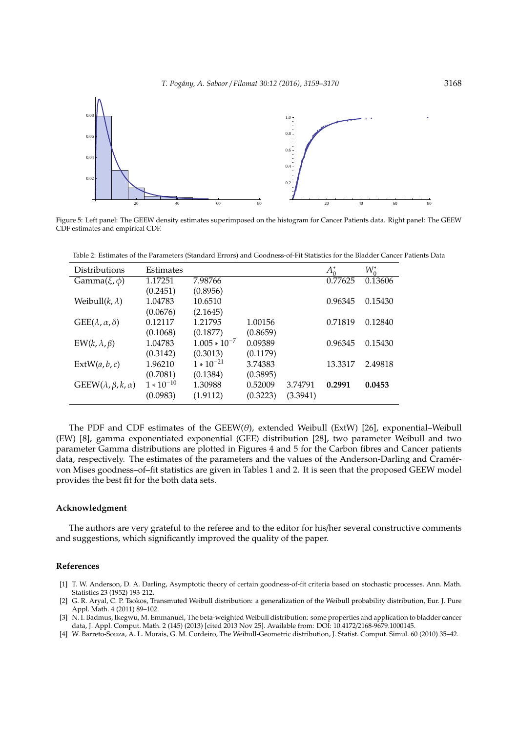Figure 5: Left panel: The GEEW density estimates superimposed on the histogram for Cancer Patients data. Right panel: The GEEW CDF estimates and empirical CDF.

Table 2: Estimates of the Parameters (Standard Errors) and Goodness-of-Fit Statistics for the Bladder Cancer Patients Data

| Distributions | Estimates | | | | $A_0^*$ | $W_0^*$ |
|---|---|---|---|---|---|---|
| Gamma$(\xi, \phi)$ | 1.17251 | 7.98766 | | | 0.77625 | 0.13606 |
| | (0.2451) | (0.8956) | | | | |
| Weibull$(k, \lambda)$ | 1.04783 | 10.6510 | | | 0.96345 | 0.15430 |
| | (0.0676) | (2.1645) | | | | |
| GEE$(\lambda, \alpha, \delta)$ | 0.12117 | 1.21795 | 1.00156 | | 0.71819 | 0.12840 |
| | (0.1068) | (0.1877) | (0.8659) | | | |
| EW$(k, \lambda, \beta)$ | 1.04783 | $1.005 * 10^{-7}$ | 0.09389 | | 0.96345 | 0.15430 |
| | (0.3142) | (0.3013) | (0.1179) | | | |
| ExtW$(a, b, c)$ | 1.96210 | $1 * 10^{-21}$ | 3.74383 | | 13.3317 | 2.49818 |
| | (0.7081) | (0.1384) | (0.3895) | | | |
| GEEW$(\lambda, \beta, k, \alpha)$ | $1 * 10^{-10}$ | 1.30988 | 0.52009 | 3.74791 | **0.2991** | **0.0453** |
| | (0.0983) | (1.9112) | (0.3223) | (3.3941) | | |

The PDF and CDF estimates of the GEEW$(\theta)$, extended Weibull (ExtW) [26], exponential–Weibull (EW) [8], gamma exponentiated exponential (GEE) distribution [28], two parameter Weibull and two parameter Gamma distributions are plotted in Figures 4 and 5 for the Carbon fibres and Cancer patients data, respectively. The estimates of the parameters and the values of the Anderson-Darling and Cramér-von Mises goodness–of–fit statistics are given in Tables 1 and 2. It is seen that the proposed GEEW model provides the best fit for the both data sets.

## Acknowledgment

The authors are very grateful to the referee and to the editor for his/her several constructive comments and suggestions, which significantly improved the quality of the paper.

## References

[1] T. W. Anderson, D. A. Darling, Asymptotic theory of certain goodness-of-fit criteria based on stochastic processes. Ann. Math. Statistics 23 (1952) 193-212.

[2] G. R. Aryal, C. P. Tsokos, Transmuted Weibull distribution: a generalization of the Weibull probability distribution, Eur. J. Pure Appl. Math. 4 (2011) 89–102.

[3] N. I. Badmus, Ikegwu, M. Emmanuel, The beta-weighted Weibull distribution: some properties and application to bladder cancer data, J. Appl. Comput. Math. 2 (145) (2013) [cited 2013 Nov 25]. Available from: DOI: 10.4172/2168-9679.1000145.

[4] W. Barreto-Souza, A. L. Morais, G. M. Cordeiro, The Weibull-Geometric distribution, J. Statist. Comput. Simul. 60 (2010) 35–42.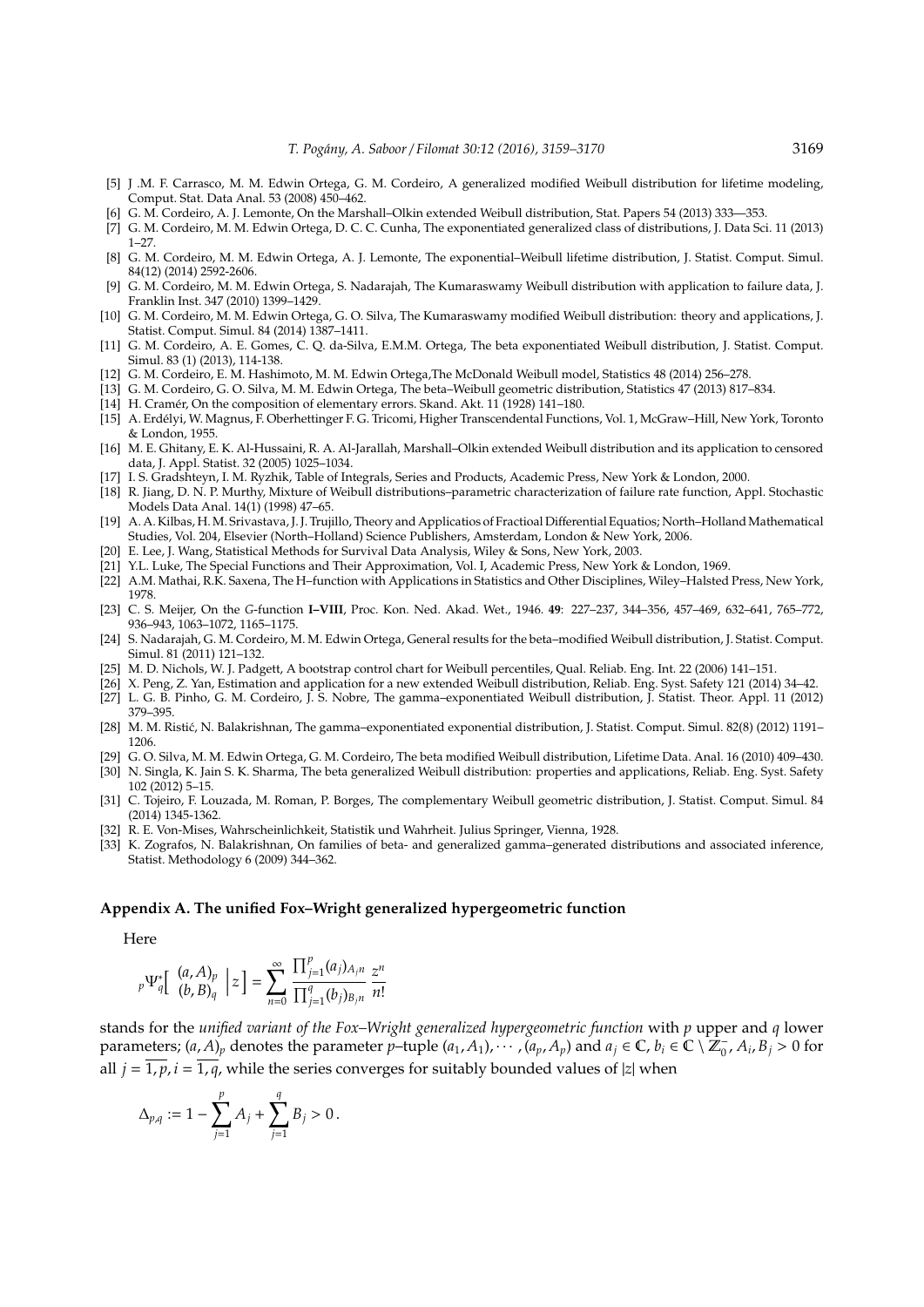[5] J .M. F. Carrasco, M. M. Edwin Ortega, G. M. Cordeiro, A generalized modified Weibull distribution for lifetime modeling, Comput. Stat. Data Anal. 53 (2008) 450–462.

[6] G. M. Cordeiro, A. J. Lemonte, On the Marshall–Olkin extended Weibull distribution, Stat. Papers 54 (2013) 333—353.

[7] G. M. Cordeiro, M. M. Edwin Ortega, D. C. C. Cunha, The exponentiated generalized class of distributions, J. Data Sci. 11 (2013) 1–27.

[8] G. M. Cordeiro, M. M. Edwin Ortega, A. J. Lemonte, The exponential–Weibull lifetime distribution, J. Statist. Comput. Simul. 84(12) (2014) 2592-2606.

[9] G. M. Cordeiro, M. M. Edwin Ortega, S. Nadarajah, The Kumaraswamy Weibull distribution with application to failure data, J. Franklin Inst. 347 (2010) 1399–1429.

[10] G. M. Cordeiro, M. M. Edwin Ortega, G. O. Silva, The Kumaraswamy modified Weibull distribution: theory and applications, J. Statist. Comput. Simul. 84 (2014) 1387–1411.

[11] G. M. Cordeiro, A. E. Gomes, C. Q. da-Silva, E.M.M. Ortega, The beta exponentiated Weibull distribution, J. Statist. Comput. Simul. 83 (1) (2013), 114-138.

[12] G. M. Cordeiro, E. M. Hashimoto, M. M. Edwin Ortega,The McDonald Weibull model, Statistics 48 (2014) 256–278.

[13] G. M. Cordeiro, G. O. Silva, M. M. Edwin Ortega, The beta–Weibull geometric distribution, Statistics 47 (2013) 817–834.

[14] H. Cramér, On the composition of elementary errors. Skand. Akt. 11 (1928) 141–180.

[15] A. Erdélyi, W. Magnus, F. Oberhettinger F. G. Tricomi, Higher Transcendental Functions, Vol. 1, McGraw–Hill, New York, Toronto & London, 1955.

[16] M. E. Ghitany, E. K. Al-Hussaini, R. A. Al-Jarallah, Marshall–Olkin extended Weibull distribution and its application to censored data, J. Appl. Statist. 32 (2005) 1025–1034.

[17] I. S. Gradshteyn, I. M. Ryzhik, Table of Integrals, Series and Products, Academic Press, New York & London, 2000.

[18] R. Jiang, D. N. P. Murthy, Mixture of Weibull distributions–parametric characterization of failure rate function, Appl. Stochastic Models Data Anal. 14(1) (1998) 47–65.

[19] A. A. Kilbas, H. M. Srivastava, J. J. Trujillo, Theory and Applicatios of Fractioal Differential Equatios; North–Holland Mathematical Studies, Vol. 204, Elsevier (North–Holland) Science Publishers, Amsterdam, London & New York, 2006.

[20] E. Lee, J. Wang, Statistical Methods for Survival Data Analysis, Wiley & Sons, New York, 2003.

[21] Y.L. Luke, The Special Functions and Their Approximation, Vol. I, Academic Press, New York & London, 1969.

[22] A.M. Mathai, R.K. Saxena, The H–function with Applications in Statistics and Other Disciplines, Wiley–Halsted Press, New York, 1978.

[23] C. S. Meijer, On the *G*-function **I–VIII**, Proc. Kon. Ned. Akad. Wet., 1946. **49**: 227–237, 344–356, 457–469, 632–641, 765–772, 936–943, 1063–1072, 1165–1175.

[24] S. Nadarajah, G. M. Cordeiro, M. M. Edwin Ortega, General results for the beta–modified Weibull distribution, J. Statist. Comput. Simul. 81 (2011) 121–132.

[25] M. D. Nichols, W. J. Padgett, A bootstrap control chart for Weibull percentiles, Qual. Reliab. Eng. Int. 22 (2006) 141–151.

[26] X. Peng, Z. Yan, Estimation and application for a new extended Weibull distribution, Reliab. Eng. Syst. Safety 121 (2014) 34–42.

[27] L. G. B. Pinho, G. M. Cordeiro, J. S. Nobre, The gamma–exponentiated Weibull distribution, J. Statist. Theor. Appl. 11 (2012) 379–395.

[28] M. M. Ristić, N. Balakrishnan, The gamma–exponentiated exponential distribution, J. Statist. Comput. Simul. 82(8) (2012) 1191–1206.

[29] G. O. Silva, M. M. Edwin Ortega, G. M. Cordeiro, The beta modified Weibull distribution, Lifetime Data. Anal. 16 (2010) 409–430.

[30] N. Singla, K. Jain S. K. Sharma, The beta generalized Weibull distribution: properties and applications, Reliab. Eng. Syst. Safety 102 (2012) 5–15.

[31] C. Tojeiro, F. Louzada, M. Roman, P. Borges, The complementary Weibull geometric distribution, J. Statist. Comput. Simul. 84 (2014) 1345-1362.

[32] R. E. Von-Mises, Wahrscheinlichkeit, Statistik und Wahrheit. Julius Springer, Vienna, 1928.

[33] K. Zografos, N. Balakrishnan, On families of beta- and generalized gamma–generated distributions and associated inference, Statist. Methodology 6 (2009) 344–362.

## Appendix A. The unified Fox–Wright generalized hypergeometric function

Here

$$ {}_p\Psi^*_q\Big[ \begin{array}{c} (a,A)_p \\ (b,B)_q \end{array} \Big| z \Big] = \sum_{n=0}^{\infty} \frac{\prod_{j=1}^p (a_j)_{A_j n}}{\prod_{j=1}^q (b_j)_{B_j n}} \frac{z^n}{n!} $$

stands for the *unified variant of the Fox–Wright generalized hypergeometric function* with $p$ upper and $q$ lower parameters; $(a,A)_p$ denotes the parameter $p$–tuple $(a_1,A_1),\cdots,(a_p,A_p)$ and $a_j \in \mathbb{C}$, $b_i \in \mathbb{C}\setminus\mathbb{Z}_0^-$, $A_i, B_j > 0$ for all $j = \overline{1,p}$, $i = \overline{1,q}$, while the series converges for suitably bounded values of $|z|$ when

$$ \Delta_{p,q} := 1 - \sum_{j=1}^p A_j + \sum_{j=1}^q B_j > 0\,. $$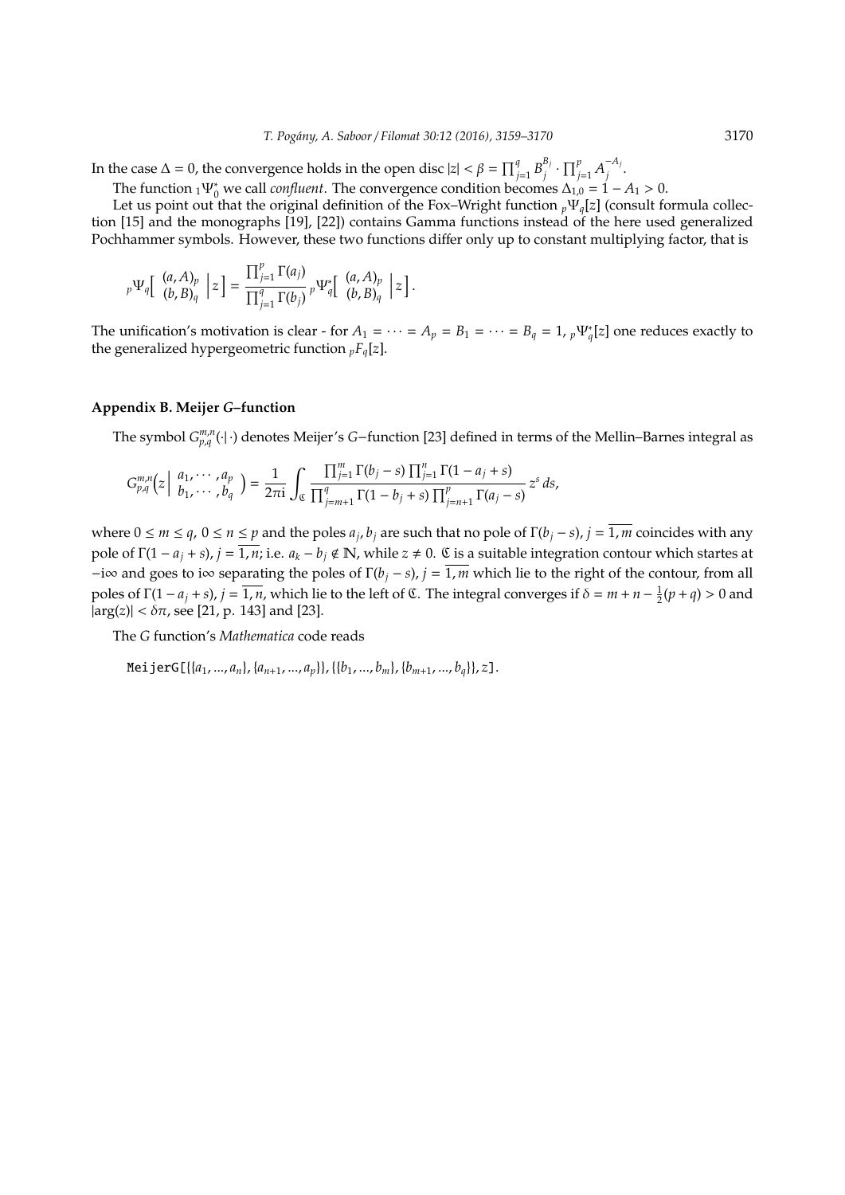In the case $\Delta = 0$, the convergence holds in the open disc $|z| < \beta = \prod_{j=1}^q B_j^{B_j} \cdot \prod_{j=1}^p A_j^{-A_j}$.

The function ${}_1\Psi_0^*$ we call *confluent*. The convergence condition becomes $\Delta_{1,0} = 1 - A_1 > 0$.

Let us point out that the original definition of the Fox–Wright function ${}_p\Psi_q[z]$ (consult formula collection [15] and the monographs [19], [22]) contains Gamma functions instead of the here used generalized Pochhammer symbols. However, these two functions differ only up to constant multiplying factor, that is

$$
{}_p\Psi_q\Big[ \begin{array}{c} (a,A)_p \\ (b,B)_q \end{array} \Big| z \Big] = \frac{\prod_{j=1}^p \Gamma(a_j)}{\prod_{j=1}^q \Gamma(b_j)} \, {}_p\Psi_q^*\Big[ \begin{array}{c} (a,A)_p \\ (b,B)_q \end{array} \Big| z \Big] .
$$

The unification's motivation is clear - for $A_1 = \cdots = A_p = B_1 = \cdots = B_q = 1$, ${}_p\Psi_q^*[z]$ one reduces exactly to the generalized hypergeometric function ${}_pF_q[z]$.

## Appendix B. Meijer *G*–function

The symbol $G_{p,q}^{m,n}(\cdot|\cdot)$ denotes Meijer's $G$−function [23] defined in terms of the Mellin–Barnes integral as

$$
G_{p,q}^{m,n}\Big(z \Big| \begin{array}{c} a_1, \cdots, a_p \\ b_1, \cdots, b_q \end{array} \Big) = \frac{1}{2\pi \mathrm{i}} \int_{\mathfrak{C}} \frac{\prod_{j=1}^m \Gamma(b_j - s) \prod_{j=1}^n \Gamma(1 - a_j + s)}{\prod_{j=m+1}^q \Gamma(1 - b_j + s) \prod_{j=n+1}^p \Gamma(a_j - s)} \, z^s \, ds,
$$

where $0 \le m \le q$, $0 \le n \le p$ and the poles $a_j, b_j$ are such that no pole of $\Gamma(b_j - s)$, $j = \overline{1,m}$ coincides with any pole of $\Gamma(1 - a_j + s)$, $j = \overline{1,n}$; i.e. $a_k - b_j \notin \mathbb{N}$, while $z \neq 0$. $\mathfrak{C}$ is a suitable integration contour which startes at $-\mathrm{i}\infty$ and goes to $\mathrm{i}\infty$ separating the poles of $\Gamma(b_j - s)$, $j = \overline{1,m}$ which lie to the right of the contour, from all poles of $\Gamma(1 - a_j + s)$, $j = \overline{1,n}$, which lie to the left of $\mathfrak{C}$. The integral converges if $\delta = m + n - \frac{1}{2}(p+q) > 0$ and $|\arg(z)| < \delta\pi$, see [21, p. 143] and [23].

The *G* function's *Mathematica* code reads

```
MeijerG[{{a1, ..., an}, {an+1, ..., ap}}, {{b1, ..., bm}, {bm+1, ..., bq}}, z].
```